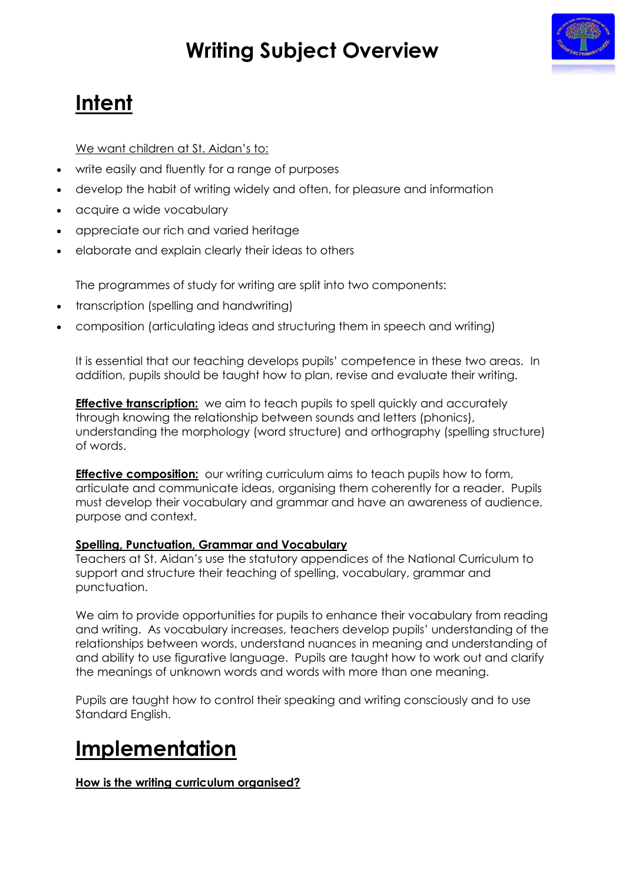# Writing Subject Overview

## Intent

We want children at St. Aidan's to:

- write easily and fluently for a range of purposes
- develop the habit of writing widely and often, for pleasure and information
- acquire a wide vocabulary
- appreciate our rich and varied heritage
- elaborate and explain clearly their ideas to others

The programmes of study for writing are split into two components:

- transcription (spelling and handwriting)
- composition (articulating ideas and structuring them in speech and writing)

It is essential that our teaching develops pupils' competence in these two areas. In addition, pupils should be taught how to plan, revise and evaluate their writing.

**Effective transcription:** we aim to teach pupils to spell quickly and accurately through knowing the relationship between sounds and letters (phonics), understanding the morphology (word structure) and orthography (spelling structure) of words.

**Effective composition:** our writing curriculum aims to teach pupils how to form, articulate and communicate ideas, organising them coherently for a reader. Pupils must develop their vocabulary and grammar and have an awareness of audience, purpose and context.

**Spelling, Punctuation, Grammar and Vocabulary**

Teachers at St. Aidan's use the statutory appendices of the National Curriculum to support and structure their teaching of spelling, vocabulary, grammar and punctuation.

We aim to provide opportunities for pupils to enhance their vocabulary from reading and writing. As vocabulary increases, teachers develop pupils' understanding of the relationships between words, understand nuances in meaning and understanding of and ability to use figurative language. Pupils are taught how to work out and clarify the meanings of unknown words and words with more than one meaning.

Pupils are taught how to control their speaking and writing consciously and to use Standard English.

## Implementation

**How is the writing curriculum organised?**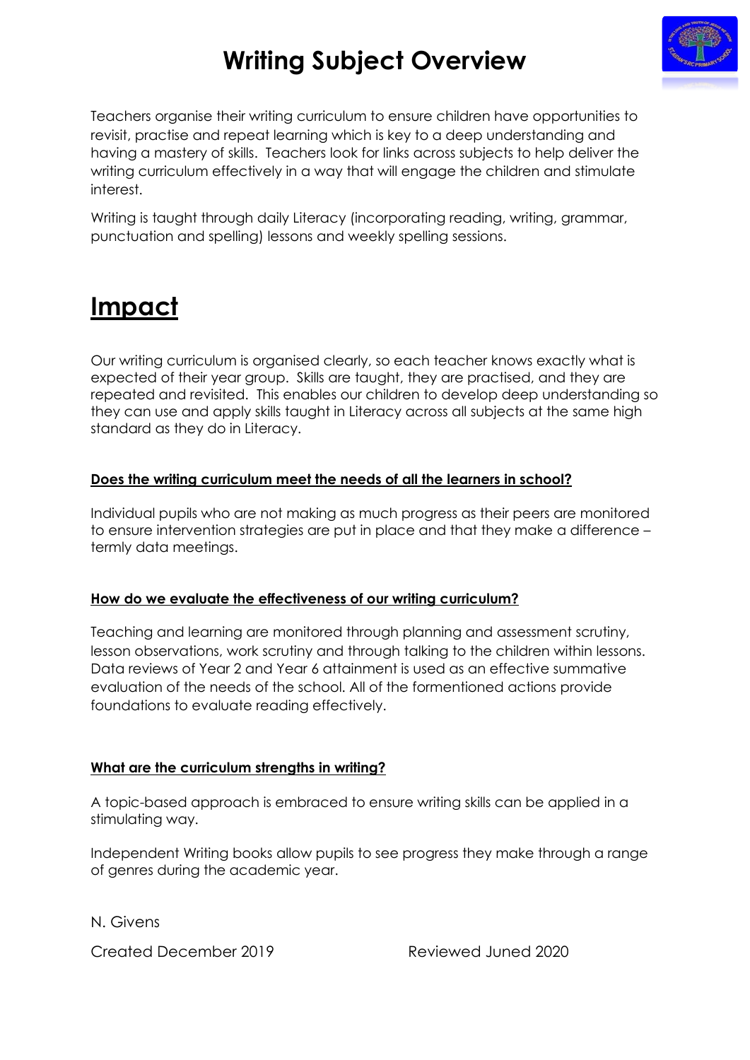# Writing Subject Overview

Teachers organise their writing curriculum to ensure children have opportunities to revisit, practise and repeat learning which is key to a deep understanding and having a mastery of skills. Teachers look for links across subjects to help deliver the writing curriculum effectively in a way that will engage the children and stimulate interest.

Writing is taught through daily Literacy (incorporating reading, writing, grammar, punctuation and spelling) lessons and weekly spelling sessions.

## Impact

Our writing curriculum is organised clearly, so each teacher knows exactly what is expected of their year group. Skills are taught, they are practised, and they are repeated and revisited. This enables our children to develop deep understanding so they can use and apply skills taught in Literacy across all subjects at the same high standard as they do in Literacy.

### Does the writing curriculum meet the needs of all the learners in school?

Individual pupils who are not making as much progress as their peers are monitored to ensure intervention strategies are put in place and that they make a difference – termly data meetings.

### How do we evaluate the effectiveness of our writing curriculum?

Teaching and learning are monitored through planning and assessment scrutiny, lesson observations, work scrutiny and through talking to the children within lessons. Data reviews of Year 2 and Year 6 attainment is used as an effective summative evaluation of the needs of the school. All of the formentioned actions provide foundations to evaluate reading effectively.

### What are the curriculum strengths in writing?

A topic-based approach is embraced to ensure writing skills can be applied in a stimulating way.

Independent Writing books allow pupils to see progress they make through a range of genres during the academic year.

N. Givens

Created December 2019 Reviewed Juned 2020